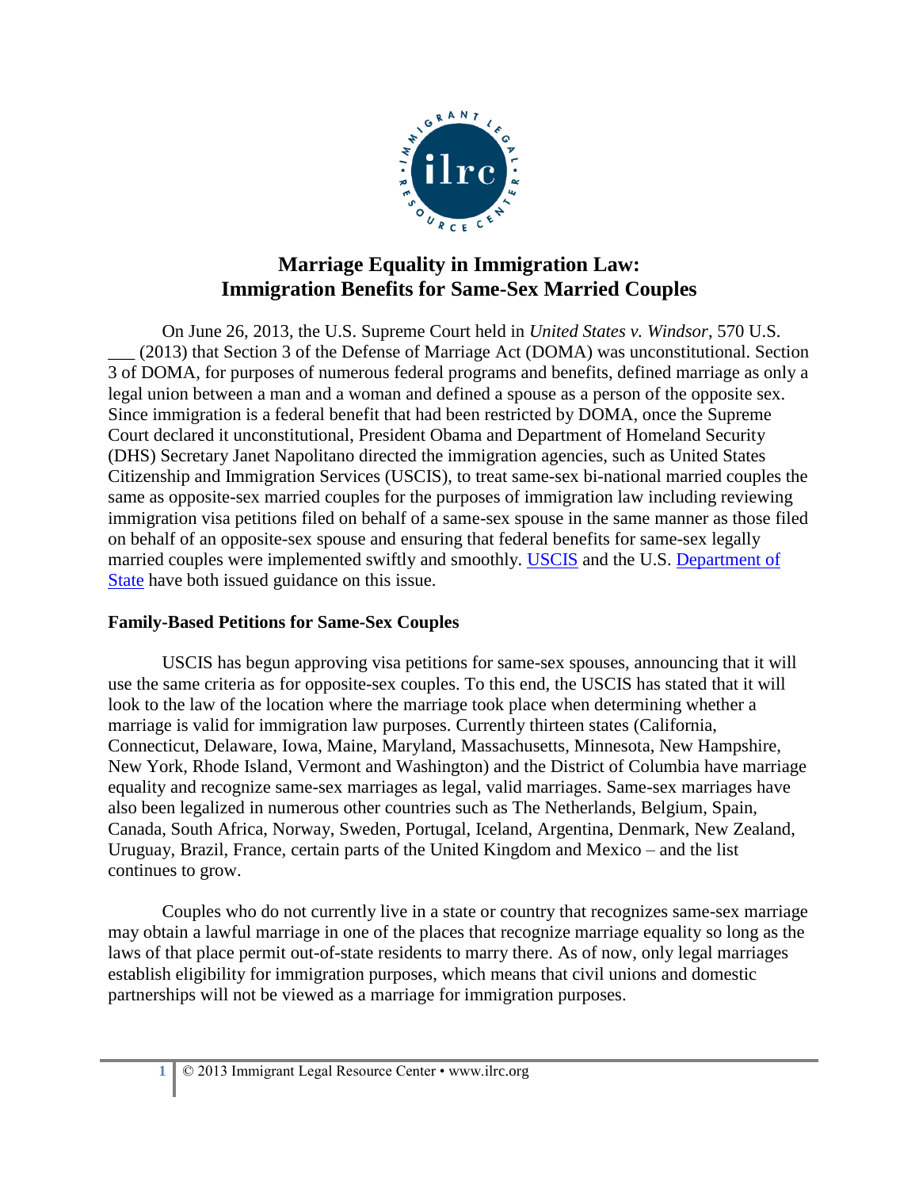# Marriage Equality in Immigration Law: Immigration Benefits for Same-Sex Married Couples

On June 26, 2013, the U.S. Supreme Court held in *United States v. Windsor*, 570 U.S. ___ (2013) that Section 3 of the Defense of Marriage Act (DOMA) was unconstitutional. Section 3 of DOMA, for purposes of numerous federal programs and benefits, defined marriage as only a legal union between a man and a woman and defined a spouse as a person of the opposite sex. Since immigration is a federal benefit that had been restricted by DOMA, once the Supreme Court declared it unconstitutional, President Obama and Department of Homeland Security (DHS) Secretary Janet Napolitano directed the immigration agencies, such as United States Citizenship and Immigration Services (USCIS), to treat same-sex bi-national married couples the same as opposite-sex married couples for the purposes of immigration law including reviewing immigration visa petitions filed on behalf of a same-sex spouse in the same manner as those filed on behalf of an opposite-sex spouse and ensuring that federal benefits for same-sex legally married couples were implemented swiftly and smoothly. USCIS and the U.S. Department of State have both issued guidance on this issue.

**Family-Based Petitions for Same-Sex Couples**

USCIS has begun approving visa petitions for same-sex spouses, announcing that it will use the same criteria as for opposite-sex couples. To this end, the USCIS has stated that it will look to the law of the location where the marriage took place when determining whether a marriage is valid for immigration law purposes. Currently thirteen states (California, Connecticut, Delaware, Iowa, Maine, Maryland, Massachusetts, Minnesota, New Hampshire, New York, Rhode Island, Vermont and Washington) and the District of Columbia have marriage equality and recognize same-sex marriages as legal, valid marriages. Same-sex marriages have also been legalized in numerous other countries such as The Netherlands, Belgium, Spain, Canada, South Africa, Norway, Sweden, Portugal, Iceland, Argentina, Denmark, New Zealand, Uruguay, Brazil, France, certain parts of the United Kingdom and Mexico – and the list continues to grow.

Couples who do not currently live in a state or country that recognizes same-sex marriage may obtain a lawful marriage in one of the places that recognize marriage equality so long as the laws of that place permit out-of-state residents to marry there. As of now, only legal marriages establish eligibility for immigration purposes, which means that civil unions and domestic partnerships will not be viewed as a marriage for immigration purposes.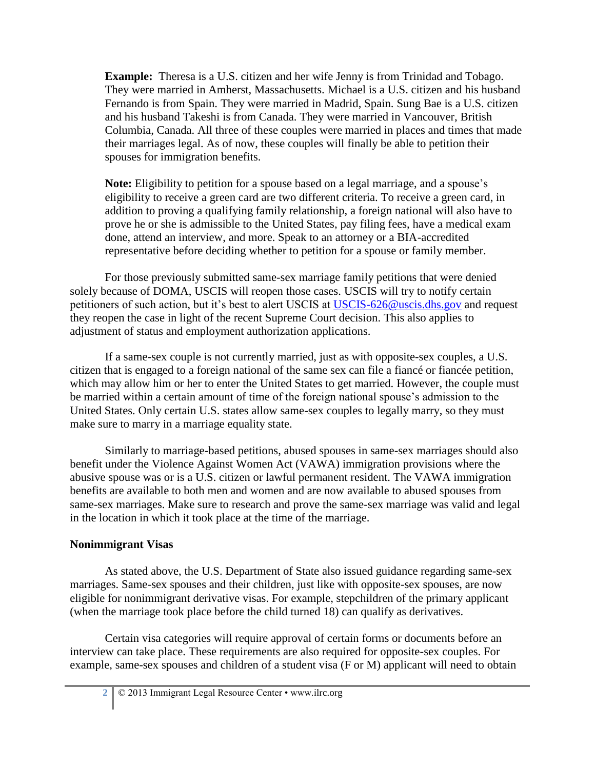**Example:** Theresa is a U.S. citizen and her wife Jenny is from Trinidad and Tobago. They were married in Amherst, Massachusetts. Michael is a U.S. citizen and his husband Fernando is from Spain. They were married in Madrid, Spain. Sung Bae is a U.S. citizen and his husband Takeshi is from Canada. They were married in Vancouver, British Columbia, Canada. All three of these couples were married in places and times that made their marriages legal. As of now, these couples will finally be able to petition their spouses for immigration benefits.

**Note:** Eligibility to petition for a spouse based on a legal marriage, and a spouse's eligibility to receive a green card are two different criteria. To receive a green card, in addition to proving a qualifying family relationship, a foreign national will also have to prove he or she is admissible to the United States, pay filing fees, have a medical exam done, attend an interview, and more. Speak to an attorney or a BIA-accredited representative before deciding whether to petition for a spouse or family member.

For those previously submitted same-sex marriage family petitions that were denied solely because of DOMA, USCIS will reopen those cases. USCIS will try to notify certain petitioners of such action, but it's best to alert USCIS at USCIS-626@uscis.dhs.gov and request they reopen the case in light of the recent Supreme Court decision. This also applies to adjustment of status and employment authorization applications.

If a same-sex couple is not currently married, just as with opposite-sex couples, a U.S. citizen that is engaged to a foreign national of the same sex can file a fiancé or fiancée petition, which may allow him or her to enter the United States to get married. However, the couple must be married within a certain amount of time of the foreign national spouse's admission to the United States. Only certain U.S. states allow same-sex couples to legally marry, so they must make sure to marry in a marriage equality state.

Similarly to marriage-based petitions, abused spouses in same-sex marriages should also benefit under the Violence Against Women Act (VAWA) immigration provisions where the abusive spouse was or is a U.S. citizen or lawful permanent resident. The VAWA immigration benefits are available to both men and women and are now available to abused spouses from same-sex marriages. Make sure to research and prove the same-sex marriage was valid and legal in the location in which it took place at the time of the marriage.

**Nonimmigrant Visas**

As stated above, the U.S. Department of State also issued guidance regarding same-sex marriages. Same-sex spouses and their children, just like with opposite-sex spouses, are now eligible for nonimmigrant derivative visas. For example, stepchildren of the primary applicant (when the marriage took place before the child turned 18) can qualify as derivatives.

Certain visa categories will require approval of certain forms or documents before an interview can take place. These requirements are also required for opposite-sex couples. For example, same-sex spouses and children of a student visa (F or M) applicant will need to obtain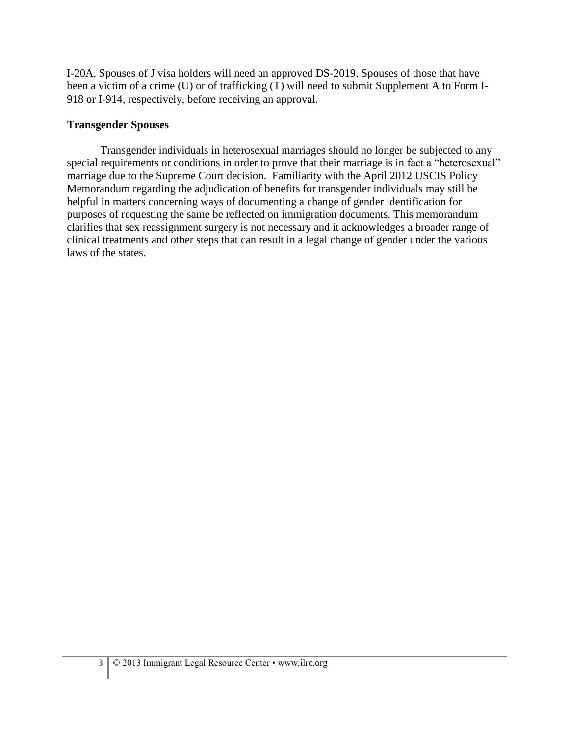I-20A. Spouses of J visa holders will need an approved DS-2019. Spouses of those that have been a victim of a crime (U) or of trafficking (T) will need to submit Supplement A to Form I-918 or I-914, respectively, before receiving an approval.

**Transgender Spouses**

Transgender individuals in heterosexual marriages should no longer be subjected to any special requirements or conditions in order to prove that their marriage is in fact a "heterosexual" marriage due to the Supreme Court decision. Familiarity with the April 2012 USCIS Policy Memorandum regarding the adjudication of benefits for transgender individuals may still be helpful in matters concerning ways of documenting a change of gender identification for purposes of requesting the same be reflected on immigration documents. This memorandum clarifies that sex reassignment surgery is not necessary and it acknowledges a broader range of clinical treatments and other steps that can result in a legal change of gender under the various laws of the states.